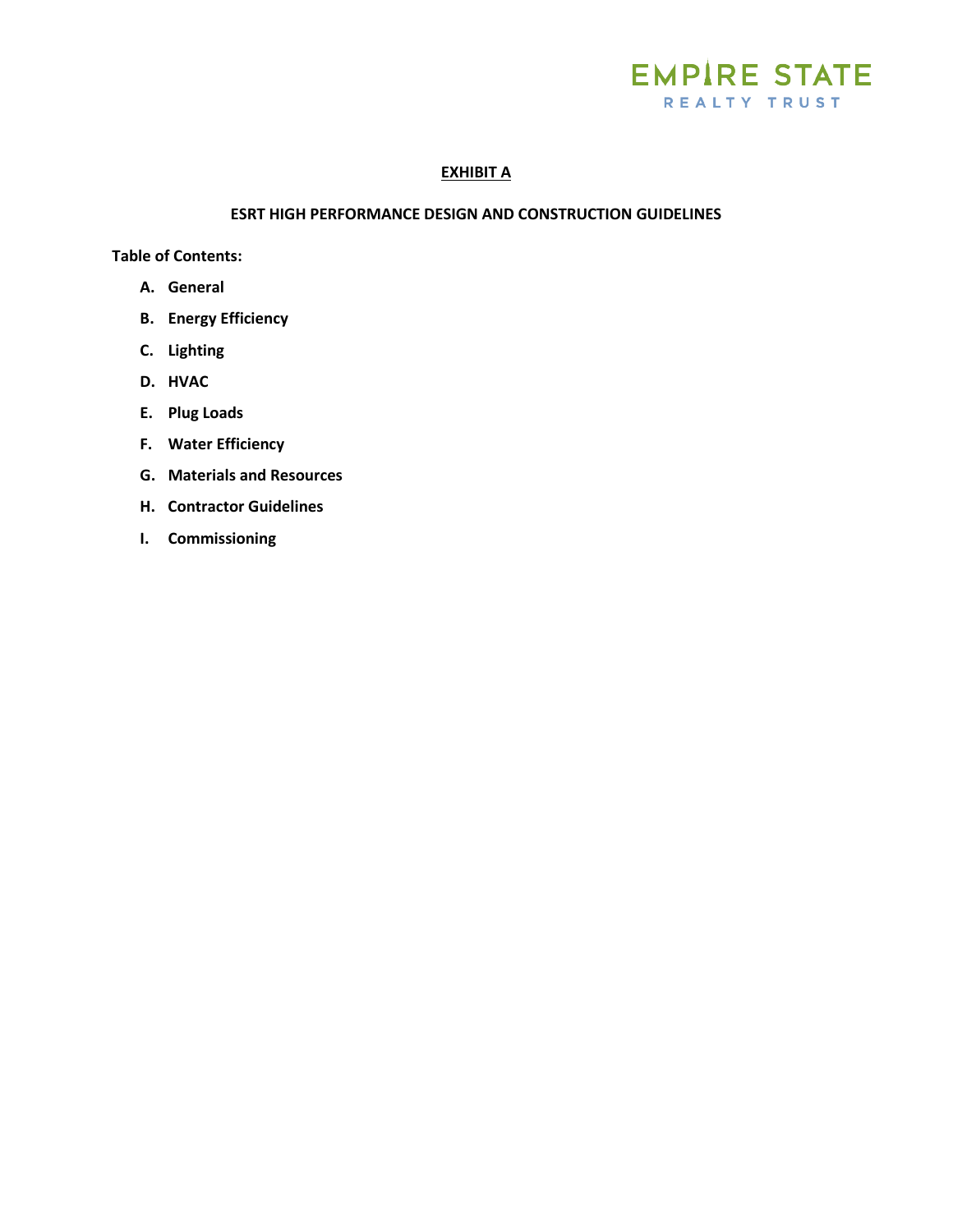EMPIRE STATE
REALTY TRUST

# EXHIBIT A

## ESRT HIGH PERFORMANCE DESIGN AND CONSTRUCTION GUIDELINES

**Table of Contents:**

- **A. General**
- **B. Energy Efficiency**
- **C. Lighting**
- **D. HVAC**
- **E. Plug Loads**
- **F. Water Efficiency**
- **G. Materials and Resources**
- **H. Contractor Guidelines**
- **I. Commissioning**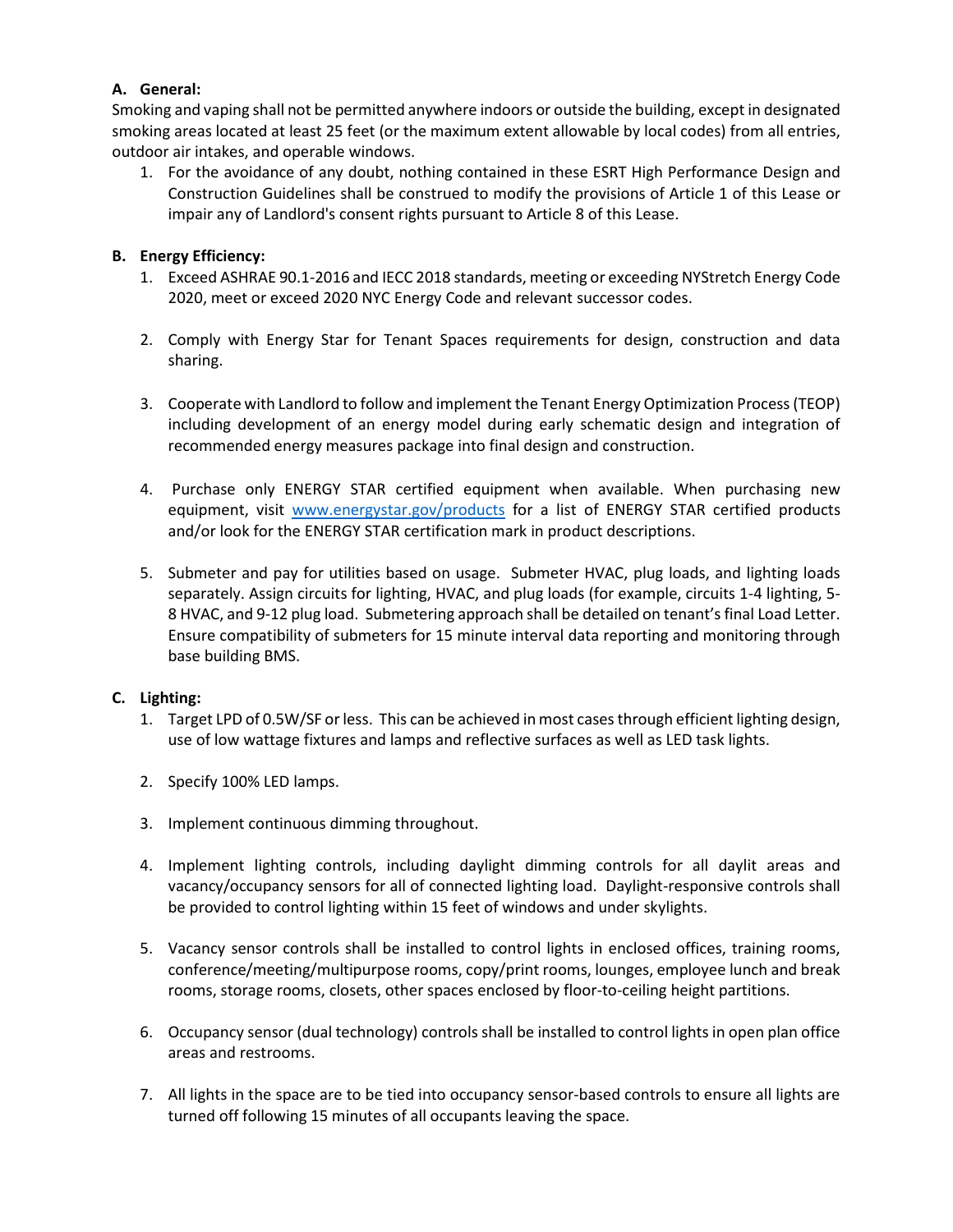**A. General:**

Smoking and vaping shall not be permitted anywhere indoors or outside the building, except in designated smoking areas located at least 25 feet (or the maximum extent allowable by local codes) from all entries, outdoor air intakes, and operable windows.

1. For the avoidance of any doubt, nothing contained in these ESRT High Performance Design and Construction Guidelines shall be construed to modify the provisions of Article 1 of this Lease or impair any of Landlord's consent rights pursuant to Article 8 of this Lease.

**B. Energy Efficiency:**

1. Exceed ASHRAE 90.1-2016 and IECC 2018 standards, meeting or exceeding NYStretch Energy Code 2020, meet or exceed 2020 NYC Energy Code and relevant successor codes.

2. Comply with Energy Star for Tenant Spaces requirements for design, construction and data sharing.

3. Cooperate with Landlord to follow and implement the Tenant Energy Optimization Process (TEOP) including development of an energy model during early schematic design and integration of recommended energy measures package into final design and construction.

4. Purchase only ENERGY STAR certified equipment when available. When purchasing new equipment, visit [www.energystar.gov/products](www.energystar.gov/products) for a list of ENERGY STAR certified products and/or look for the ENERGY STAR certification mark in product descriptions.

5. Submeter and pay for utilities based on usage. Submeter HVAC, plug loads, and lighting loads separately. Assign circuits for lighting, HVAC, and plug loads (for example, circuits 1-4 lighting, 5-8 HVAC, and 9-12 plug load. Submetering approach shall be detailed on tenant's final Load Letter. Ensure compatibility of submeters for 15 minute interval data reporting and monitoring through base building BMS.

**C. Lighting:**

1. Target LPD of 0.5W/SF or less. This can be achieved in most cases through efficient lighting design, use of low wattage fixtures and lamps and reflective surfaces as well as LED task lights.

2. Specify 100% LED lamps.

3. Implement continuous dimming throughout.

4. Implement lighting controls, including daylight dimming controls for all daylit areas and vacancy/occupancy sensors for all of connected lighting load. Daylight-responsive controls shall be provided to control lighting within 15 feet of windows and under skylights.

5. Vacancy sensor controls shall be installed to control lights in enclosed offices, training rooms, conference/meeting/multipurpose rooms, copy/print rooms, lounges, employee lunch and break rooms, storage rooms, closets, other spaces enclosed by floor-to-ceiling height partitions.

6. Occupancy sensor (dual technology) controls shall be installed to control lights in open plan office areas and restrooms.

7. All lights in the space are to be tied into occupancy sensor-based controls to ensure all lights are turned off following 15 minutes of all occupants leaving the space.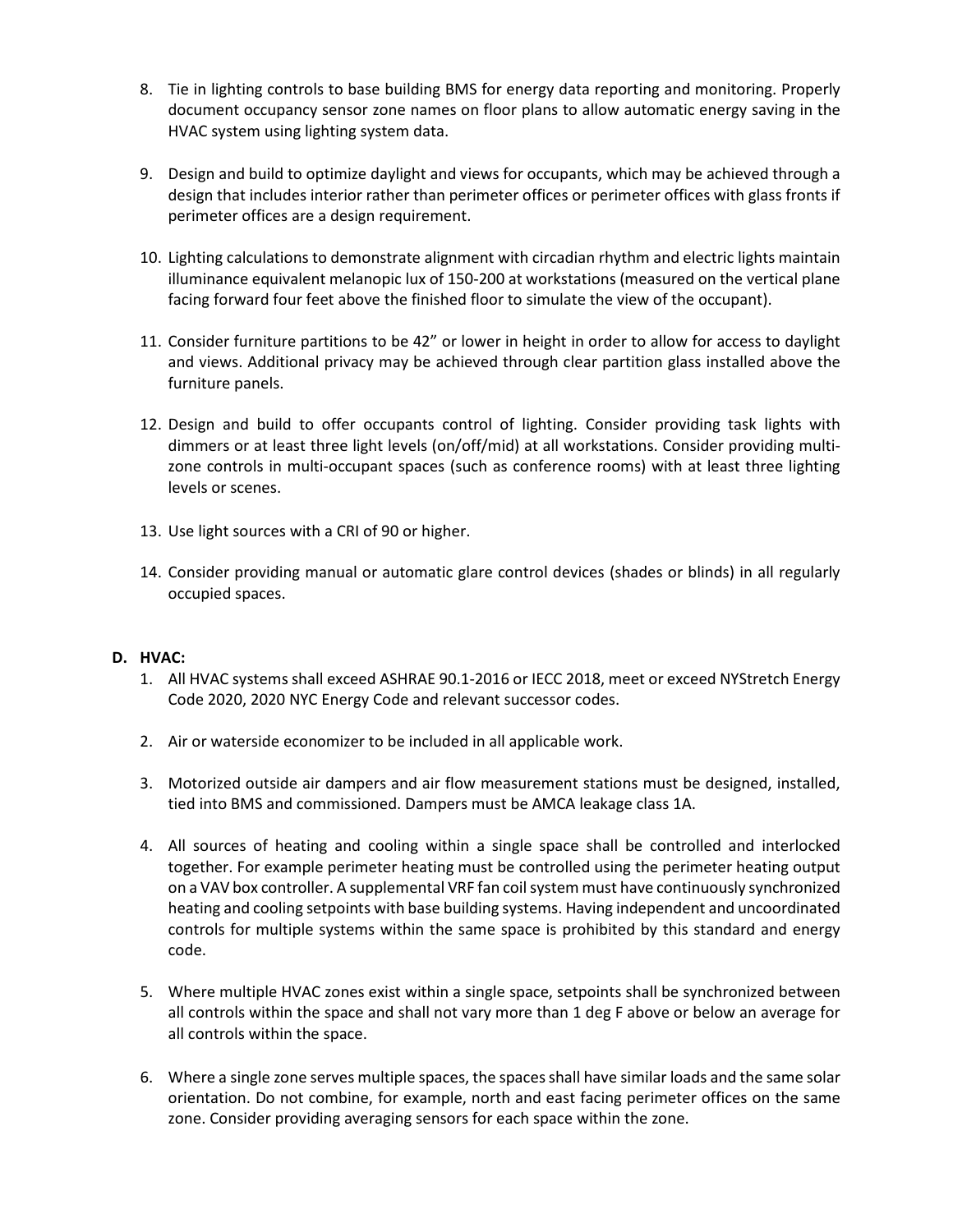8. Tie in lighting controls to base building BMS for energy data reporting and monitoring. Properly document occupancy sensor zone names on floor plans to allow automatic energy saving in the HVAC system using lighting system data.

9. Design and build to optimize daylight and views for occupants, which may be achieved through a design that includes interior rather than perimeter offices or perimeter offices with glass fronts if perimeter offices are a design requirement.

10. Lighting calculations to demonstrate alignment with circadian rhythm and electric lights maintain illuminance equivalent melanopic lux of 150-200 at workstations (measured on the vertical plane facing forward four feet above the finished floor to simulate the view of the occupant).

11. Consider furniture partitions to be 42" or lower in height in order to allow for access to daylight and views. Additional privacy may be achieved through clear partition glass installed above the furniture panels.

12. Design and build to offer occupants control of lighting. Consider providing task lights with dimmers or at least three light levels (on/off/mid) at all workstations. Consider providing multi-zone controls in multi-occupant spaces (such as conference rooms) with at least three lighting levels or scenes.

13. Use light sources with a CRI of 90 or higher.

14. Consider providing manual or automatic glare control devices (shades or blinds) in all regularly occupied spaces.

**D. HVAC:**

1. All HVAC systems shall exceed ASHRAE 90.1-2016 or IECC 2018, meet or exceed NYStretch Energy Code 2020, 2020 NYC Energy Code and relevant successor codes.

2. Air or waterside economizer to be included in all applicable work.

3. Motorized outside air dampers and air flow measurement stations must be designed, installed, tied into BMS and commissioned. Dampers must be AMCA leakage class 1A.

4. All sources of heating and cooling within a single space shall be controlled and interlocked together. For example perimeter heating must be controlled using the perimeter heating output on a VAV box controller. A supplemental VRF fan coil system must have continuously synchronized heating and cooling setpoints with base building systems. Having independent and uncoordinated controls for multiple systems within the same space is prohibited by this standard and energy code.

5. Where multiple HVAC zones exist within a single space, setpoints shall be synchronized between all controls within the space and shall not vary more than 1 deg F above or below an average for all controls within the space.

6. Where a single zone serves multiple spaces, the spaces shall have similar loads and the same solar orientation. Do not combine, for example, north and east facing perimeter offices on the same zone. Consider providing averaging sensors for each space within the zone.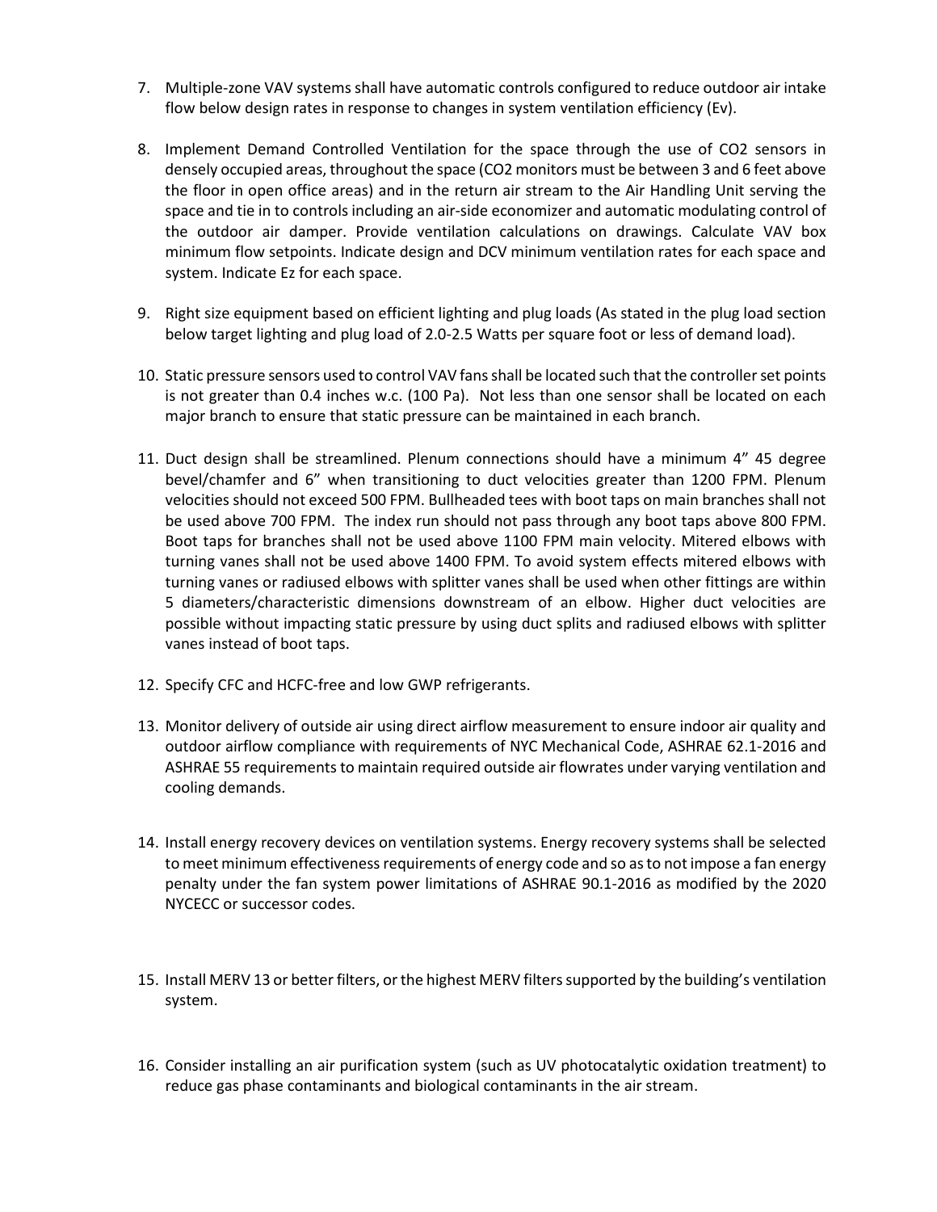7. Multiple-zone VAV systems shall have automatic controls configured to reduce outdoor air intake flow below design rates in response to changes in system ventilation efficiency (Ev).

8. Implement Demand Controlled Ventilation for the space through the use of $CO_2$ sensors in densely occupied areas, throughout the space ($CO_2$ monitors must be between 3 and 6 feet above the floor in open office areas) and in the return air stream to the Air Handling Unit serving the space and tie in to controls including an air-side economizer and automatic modulating control of the outdoor air damper. Provide ventilation calculations on drawings. Calculate VAV box minimum flow setpoints. Indicate design and DCV minimum ventilation rates for each space and system. Indicate Ez for each space.

9. Right size equipment based on efficient lighting and plug loads (As stated in the plug load section below target lighting and plug load of 2.0-2.5 Watts per square foot or less of demand load).

10. Static pressure sensors used to control VAV fans shall be located such that the controller set points is not greater than 0.4 inches w.c. (100 Pa). Not less than one sensor shall be located on each major branch to ensure that static pressure can be maintained in each branch.

11. Duct design shall be streamlined. Plenum connections should have a minimum 4" 45 degree bevel/chamfer and 6" when transitioning to duct velocities greater than 1200 FPM. Plenum velocities should not exceed 500 FPM. Bullheaded tees with boot taps on main branches shall not be used above 700 FPM. The index run should not pass through any boot taps above 800 FPM. Boot taps for branches shall not be used above 1100 FPM main velocity. Mitered elbows with turning vanes shall not be used above 1400 FPM. To avoid system effects mitered elbows with turning vanes or radiused elbows with splitter vanes shall be used when other fittings are within 5 diameters/characteristic dimensions downstream of an elbow. Higher duct velocities are possible without impacting static pressure by using duct splits and radiused elbows with splitter vanes instead of boot taps.

12. Specify CFC and HCFC-free and low GWP refrigerants.

13. Monitor delivery of outside air using direct airflow measurement to ensure indoor air quality and outdoor airflow compliance with requirements of NYC Mechanical Code, ASHRAE 62.1-2016 and ASHRAE 55 requirements to maintain required outside air flowrates under varying ventilation and cooling demands.

14. Install energy recovery devices on ventilation systems. Energy recovery systems shall be selected to meet minimum effectiveness requirements of energy code and so as to not impose a fan energy penalty under the fan system power limitations of ASHRAE 90.1-2016 as modified by the 2020 NYCECC or successor codes.

15. Install MERV 13 or better filters, or the highest MERV filters supported by the building's ventilation system.

16. Consider installing an air purification system (such as UV photocatalytic oxidation treatment) to reduce gas phase contaminants and biological contaminants in the air stream.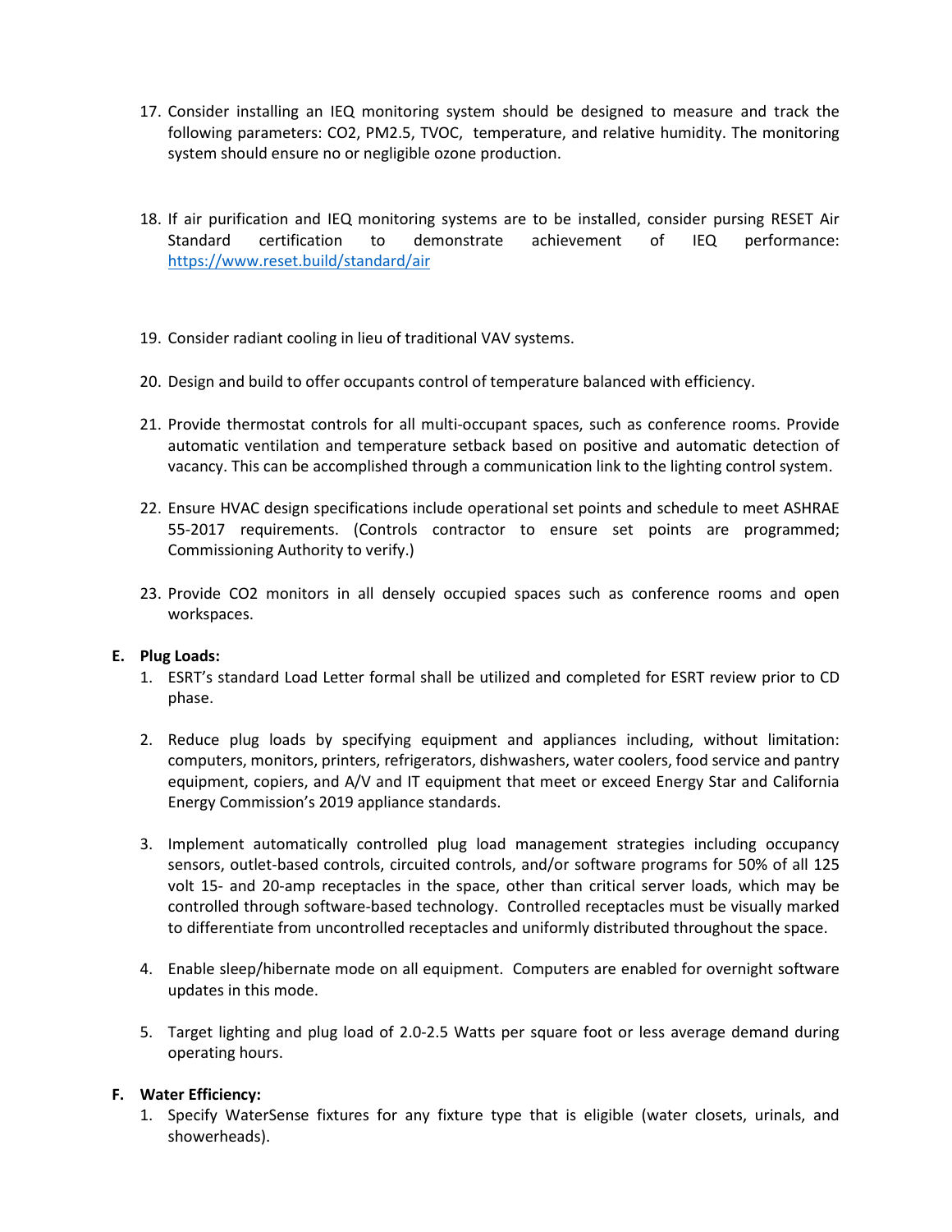17. Consider installing an IEQ monitoring system should be designed to measure and track the following parameters: $CO_2$, PM2.5, TVOC, temperature, and relative humidity. The monitoring system should ensure no or negligible ozone production.

18. If air purification and IEQ monitoring systems are to be installed, consider pursing RESET Air Standard certification to demonstrate achievement of IEQ performance: https://www.reset.build/standard/air

19. Consider radiant cooling in lieu of traditional VAV systems.

20. Design and build to offer occupants control of temperature balanced with efficiency.

21. Provide thermostat controls for all multi-occupant spaces, such as conference rooms. Provide automatic ventilation and temperature setback based on positive and automatic detection of vacancy. This can be accomplished through a communication link to the lighting control system.

22. Ensure HVAC design specifications include operational set points and schedule to meet ASHRAE 55-2017 requirements. (Controls contractor to ensure set points are programmed; Commissioning Authority to verify.)

23. Provide $CO_2$ monitors in all densely occupied spaces such as conference rooms and open workspaces.

**E. Plug Loads:**

1. ESRT's standard Load Letter formal shall be utilized and completed for ESRT review prior to CD phase.

2. Reduce plug loads by specifying equipment and appliances including, without limitation: computers, monitors, printers, refrigerators, dishwashers, water coolers, food service and pantry equipment, copiers, and A/V and IT equipment that meet or exceed Energy Star and California Energy Commission's 2019 appliance standards.

3. Implement automatically controlled plug load management strategies including occupancy sensors, outlet-based controls, circuited controls, and/or software programs for 50% of all 125 volt 15- and 20-amp receptacles in the space, other than critical server loads, which may be controlled through software-based technology. Controlled receptacles must be visually marked to differentiate from uncontrolled receptacles and uniformly distributed throughout the space.

4. Enable sleep/hibernate mode on all equipment. Computers are enabled for overnight software updates in this mode.

5. Target lighting and plug load of 2.0-2.5 Watts per square foot or less average demand during operating hours.

**F. Water Efficiency:**

1. Specify WaterSense fixtures for any fixture type that is eligible (water closets, urinals, and showerheads).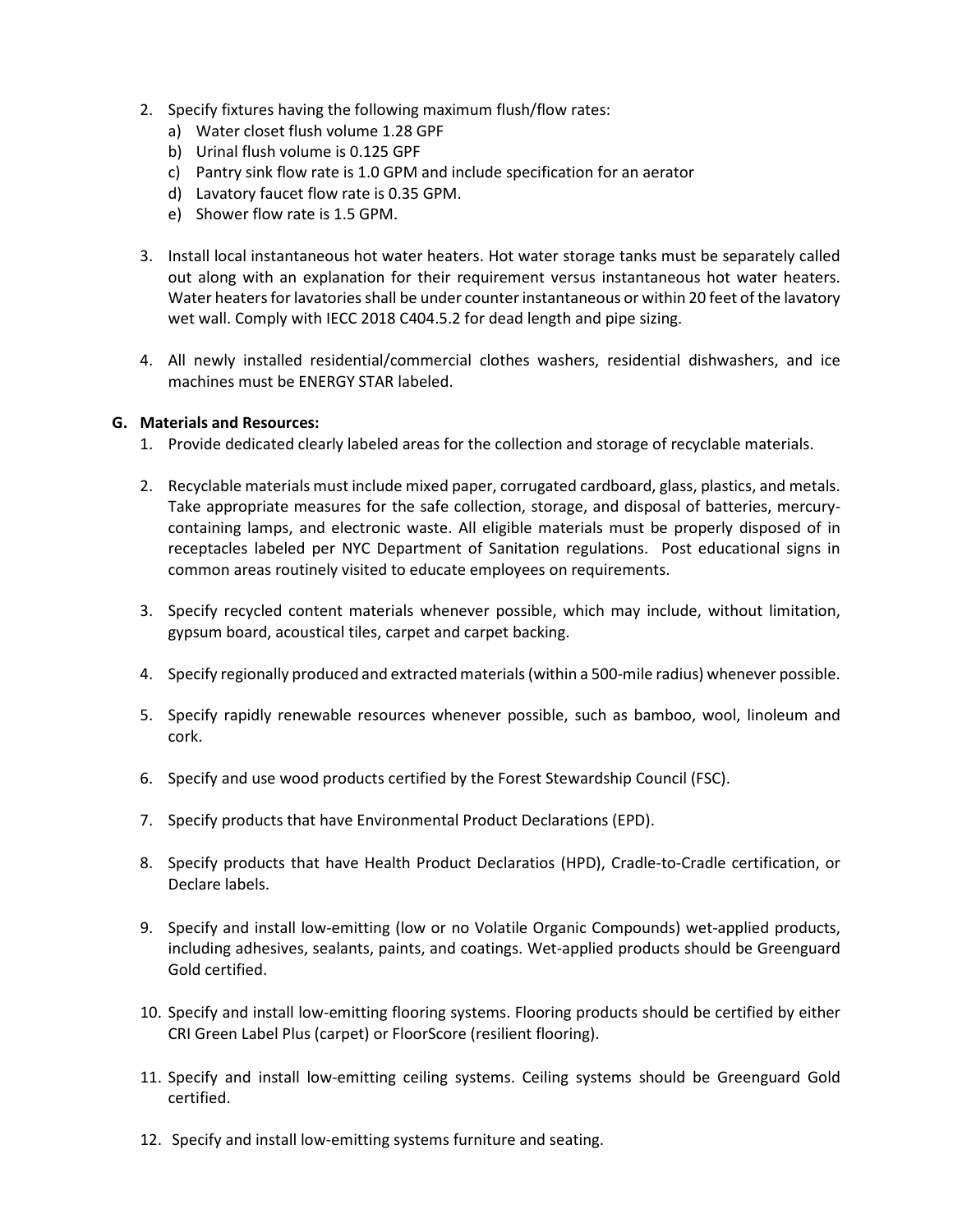2. Specify fixtures having the following maximum flush/flow rates:
   a) Water closet flush volume 1.28 GPF
   b) Urinal flush volume is 0.125 GPF
   c) Pantry sink flow rate is 1.0 GPM and include specification for an aerator
   d) Lavatory faucet flow rate is 0.35 GPM.
   e) Shower flow rate is 1.5 GPM.

3. Install local instantaneous hot water heaters. Hot water storage tanks must be separately called out along with an explanation for their requirement versus instantaneous hot water heaters. Water heaters for lavatories shall be under counter instantaneous or within 20 feet of the lavatory wet wall. Comply with IECC 2018 C404.5.2 for dead length and pipe sizing.

4. All newly installed residential/commercial clothes washers, residential dishwashers, and ice machines must be ENERGY STAR labeled.

**G. Materials and Resources:**

1. Provide dedicated clearly labeled areas for the collection and storage of recyclable materials.

2. Recyclable materials must include mixed paper, corrugated cardboard, glass, plastics, and metals. Take appropriate measures for the safe collection, storage, and disposal of batteries, mercury-containing lamps, and electronic waste. All eligible materials must be properly disposed of in receptacles labeled per NYC Department of Sanitation regulations. Post educational signs in common areas routinely visited to educate employees on requirements.

3. Specify recycled content materials whenever possible, which may include, without limitation, gypsum board, acoustical tiles, carpet and carpet backing.

4. Specify regionally produced and extracted materials (within a 500-mile radius) whenever possible.

5. Specify rapidly renewable resources whenever possible, such as bamboo, wool, linoleum and cork.

6. Specify and use wood products certified by the Forest Stewardship Council (FSC).

7. Specify products that have Environmental Product Declarations (EPD).

8. Specify products that have Health Product Declaratios (HPD), Cradle-to-Cradle certification, or Declare labels.

9. Specify and install low-emitting (low or no Volatile Organic Compounds) wet-applied products, including adhesives, sealants, paints, and coatings. Wet-applied products should be Greenguard Gold certified.

10. Specify and install low-emitting flooring systems. Flooring products should be certified by either CRI Green Label Plus (carpet) or FloorScore (resilient flooring).

11. Specify and install low-emitting ceiling systems. Ceiling systems should be Greenguard Gold certified.

12. Specify and install low-emitting systems furniture and seating.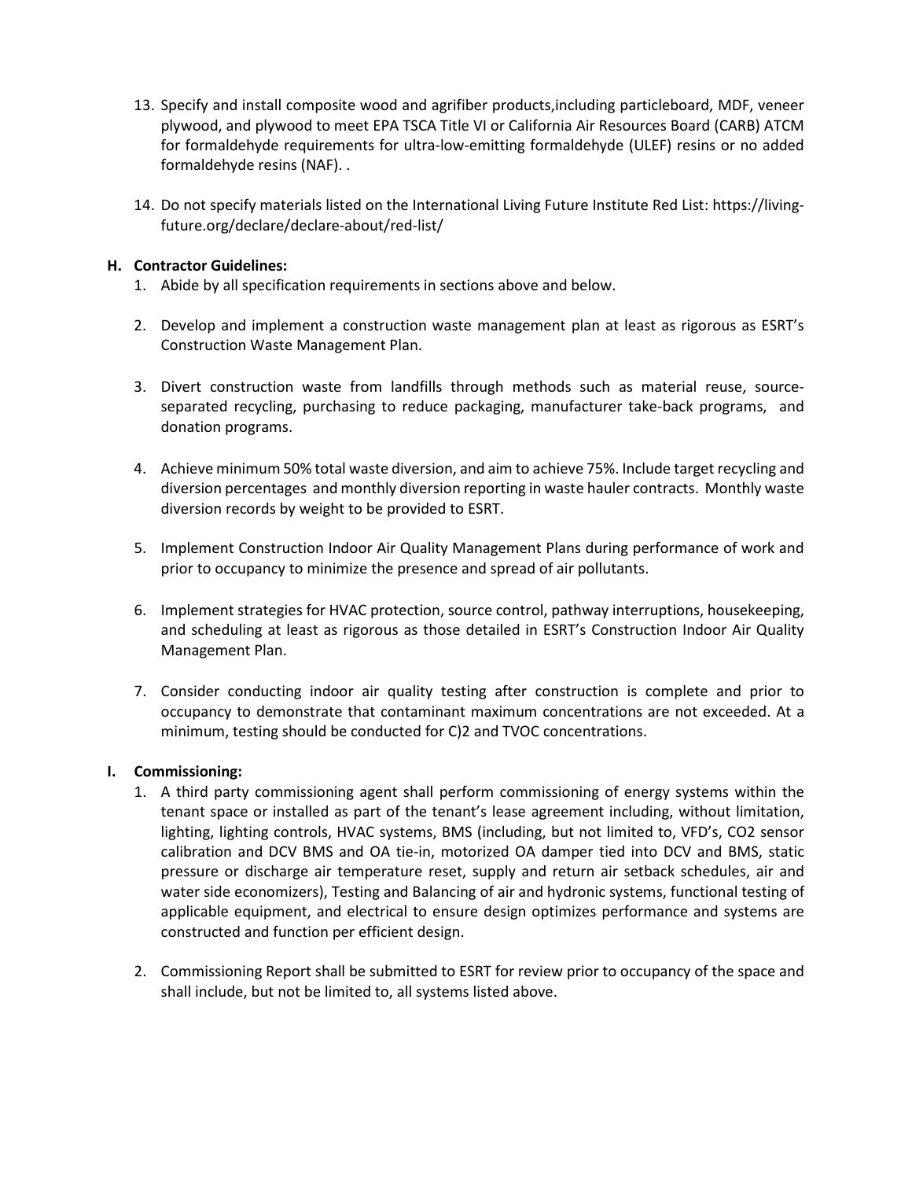13. Specify and install composite wood and agrifiber products,including particleboard, MDF, veneer plywood, and plywood to meet EPA TSCA Title VI or California Air Resources Board (CARB) ATCM for formaldehyde requirements for ultra-low-emitting formaldehyde (ULEF) resins or no added formaldehyde resins (NAF). .

14. Do not specify materials listed on the International Living Future Institute Red List: https://living-future.org/declare/declare-about/red-list/

**H. Contractor Guidelines:**

1. Abide by all specification requirements in sections above and below.

2. Develop and implement a construction waste management plan at least as rigorous as ESRT's Construction Waste Management Plan.

3. Divert construction waste from landfills through methods such as material reuse, source-separated recycling, purchasing to reduce packaging, manufacturer take-back programs, and donation programs.

4. Achieve minimum 50% total waste diversion, and aim to achieve 75%. Include target recycling and diversion percentages and monthly diversion reporting in waste hauler contracts. Monthly waste diversion records by weight to be provided to ESRT.

5. Implement Construction Indoor Air Quality Management Plans during performance of work and prior to occupancy to minimize the presence and spread of air pollutants.

6. Implement strategies for HVAC protection, source control, pathway interruptions, housekeeping, and scheduling at least as rigorous as those detailed in ESRT's Construction Indoor Air Quality Management Plan.

7. Consider conducting indoor air quality testing after construction is complete and prior to occupancy to demonstrate that contaminant maximum concentrations are not exceeded. At a minimum, testing should be conducted for C)2 and TVOC concentrations.

**I. Commissioning:**

1. A third party commissioning agent shall perform commissioning of energy systems within the tenant space or installed as part of the tenant's lease agreement including, without limitation, lighting, lighting controls, HVAC systems, BMS (including, but not limited to, VFD's, CO2 sensor calibration and DCV BMS and OA tie-in, motorized OA damper tied into DCV and BMS, static pressure or discharge air temperature reset, supply and return air setback schedules, air and water side economizers), Testing and Balancing of air and hydronic systems, functional testing of applicable equipment, and electrical to ensure design optimizes performance and systems are constructed and function per efficient design.

2. Commissioning Report shall be submitted to ESRT for review prior to occupancy of the space and shall include, but not be limited to, all systems listed above.